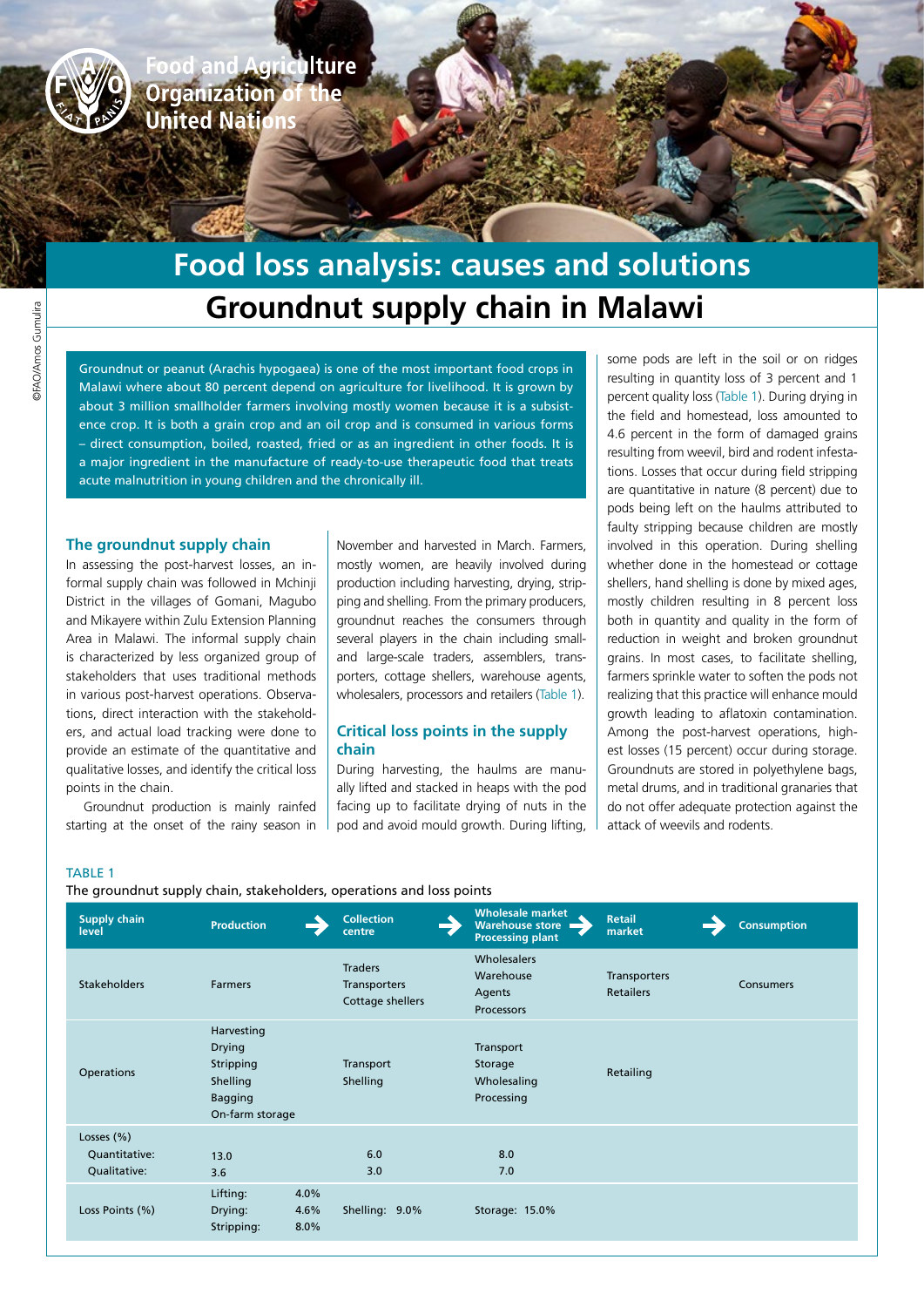Food and Agriculture Organization of the United Nations

©FAO/Amos Gumulira

# Food loss analysis: causes and solutions

## Groundnut supply chain in Malawi

Groundnut or peanut (Arachis hypogaea) is one of the most important food crops in Malawi where about 80 percent depend on agriculture for livelihood. It is grown by about 3 million smallholder farmers involving mostly women because it is a subsistence crop. It is both a grain crop and an oil crop and is consumed in various forms – direct consumption, boiled, roasted, fried or as an ingredient in other foods. It is a major ingredient in the manufacture of ready-to-use therapeutic food that treats acute malnutrition in young children and the chronically ill.

### The groundnut supply chain

In assessing the post-harvest losses, an informal supply chain was followed in Mchinji District in the villages of Gomani, Magubo and Mikayere within Zulu Extension Planning Area in Malawi. The informal supply chain is characterized by less organized group of stakeholders that uses traditional methods in various post-harvest operations. Observations, direct interaction with the stakeholders, and actual load tracking were done to provide an estimate of the quantitative and qualitative losses, and identify the critical loss points in the chain.

Groundnut production is mainly rainfed starting at the onset of the rainy season in November and harvested in March. Farmers, mostly women, are heavily involved during production including harvesting, drying, stripping and shelling. From the primary producers, groundnut reaches the consumers through several players in the chain including small- and large-scale traders, assemblers, transporters, cottage shellers, warehouse agents, wholesalers, processors and retailers (Table 1).

### Critical loss points in the supply chain

During harvesting, the haulms are manually lifted and stacked in heaps with the pod facing up to facilitate drying of nuts in the pod and avoid mould growth. During lifting, some pods are left in the soil or on ridges resulting in quantity loss of 3 percent and 1 percent quality loss (Table 1). During drying in the field and homestead, loss amounted to 4.6 percent in the form of damaged grains resulting from weevil, bird and rodent infestations. Losses that occur during field stripping are quantitative in nature (8 percent) due to pods being left on the haulms attributed to faulty stripping because children are mostly involved in this operation. During shelling whether done in the homestead or cottage shellers, hand shelling is done by mixed ages, mostly children resulting in 8 percent loss both in quantity and quality in the form of reduction in weight and broken groundnut grains. In most cases, to facilitate shelling, farmers sprinkle water to soften the pods not realizing that this practice will enhance mould growth leading to aflatoxin contamination. Among the post-harvest operations, highest losses (15 percent) occur during storage. Groundnuts are stored in polyethylene bags, metal drums, and in traditional granaries that do not offer adequate protection against the attack of weevils and rodents.

TABLE 1

The groundnut supply chain, stakeholders, operations and loss points

| Supply chain level | Production | Collection centre | Wholesale market Warehouse store Processing plant | Retail market | Consumption |
|---|---|---|---|---|---|
| Stakeholders | Farmers | Traders<br>Transporters<br>Cottage shellers | Wholesalers<br>Warehouse<br>Agents<br>Processors | Transporters<br>Retailers | Consumers |
| Operations | Harvesting<br>Drying<br>Stripping<br>Shelling<br>Bagging<br>On-farm storage | Transport<br>Shelling | Transport<br>Storage<br>Wholesaling<br>Processing | Retailing | |
| Losses (%)<br>Quantitative:<br>Qualitative: | <br>13.0<br>3.6 | <br>6.0<br>3.0 | <br>8.0<br>7.0 | | |
| Loss Points (%) | Lifting: 4.0%<br>Drying: 4.6%<br>Stripping: 8.0% | Shelling: 9.0% | Storage: 15.0% | | |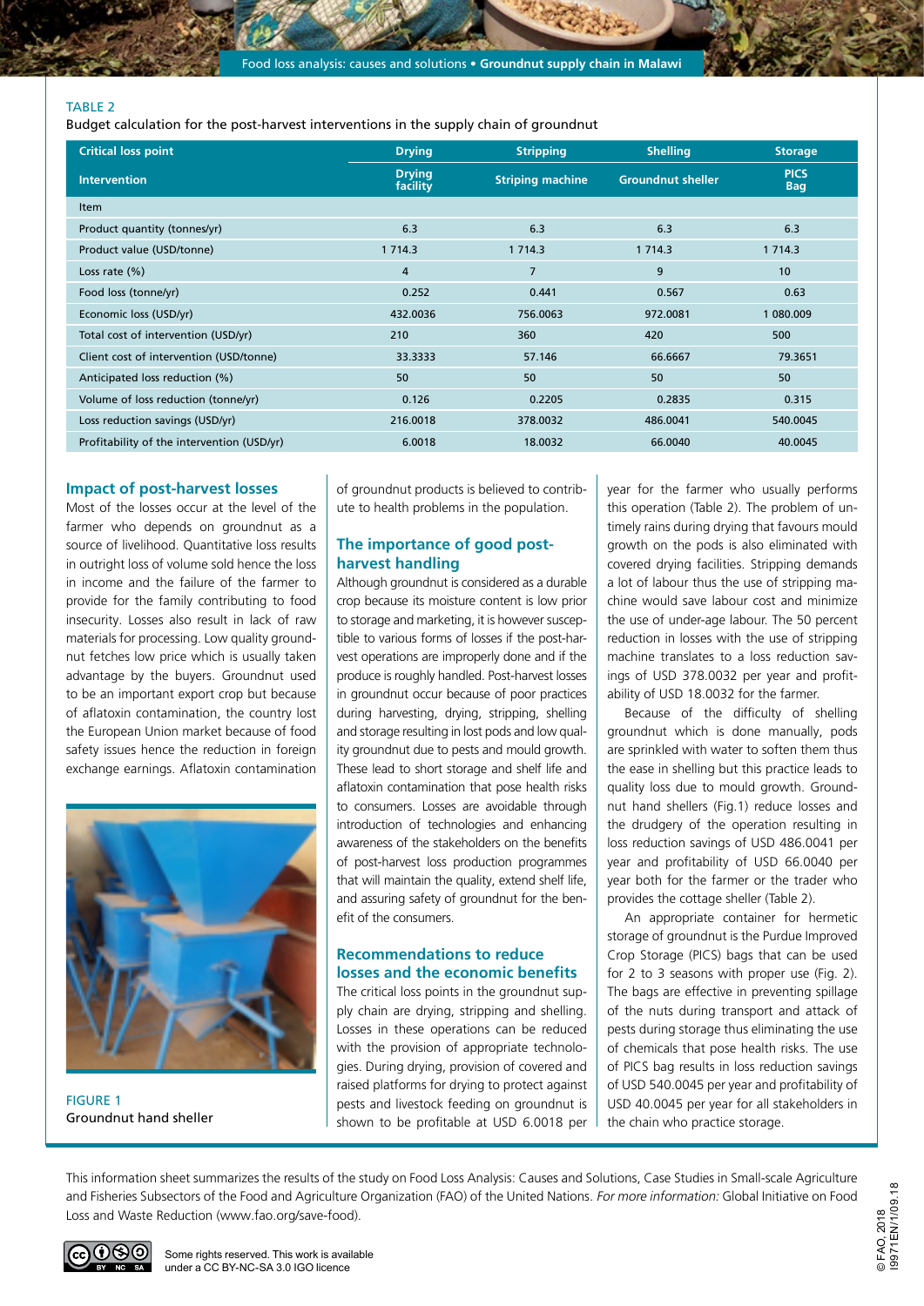TABLE 2
Budget calculation for the post-harvest interventions in the supply chain of groundnut

| Critical loss point | Drying | Stripping | Shelling | Storage |
|---|---|---|---|---|
| Intervention | Drying facility | Striping machine | Groundnut sheller | PICS Bag |
| Item | | | | |
| Product quantity (tonnes/yr) | 6.3 | 6.3 | 6.3 | 6.3 |
| Product value (USD/tonne) | 1 714.3 | 1 714.3 | 1 714.3 | 1 714.3 |
| Loss rate (%) | 4 | 7 | 9 | 10 |
| Food loss (tonne/yr) | 0.252 | 0.441 | 0.567 | 0.63 |
| Economic loss (USD/yr) | 432.0036 | 756.0063 | 972.0081 | 1 080.009 |
| Total cost of intervention (USD/yr) | 210 | 360 | 420 | 500 |
| Client cost of intervention (USD/tonne) | 33.3333 | 57.146 | 66.6667 | 79.3651 |
| Anticipated loss reduction (%) | 50 | 50 | 50 | 50 |
| Volume of loss reduction (tonne/yr) | 0.126 | 0.2205 | 0.2835 | 0.315 |
| Loss reduction savings (USD/yr) | 216.0018 | 378.0032 | 486.0041 | 540.0045 |
| Profitability of the intervention (USD/yr) | 6.0018 | 18.0032 | 66.0040 | 40.0045 |

## Impact of post-harvest losses

Most of the losses occur at the level of the farmer who depends on groundnut as a source of livelihood. Quantitative loss results in outright loss of volume sold hence the loss in income and the failure of the farmer to provide for the family contributing to food insecurity. Losses also result in lack of raw materials for processing. Low quality groundnut fetches low price which is usually taken advantage by the buyers. Groundnut used to be an important export crop but because of aflatoxin contamination, the country lost the European Union market because of food safety issues hence the reduction in foreign exchange earnings. Aflatoxin contamination of groundnut products is believed to contribute to health problems in the population.

FIGURE 1
Groundnut hand sheller

## The importance of good post-harvest handling

Although groundnut is considered as a durable crop because its moisture content is low prior to storage and marketing, it is however susceptible to various forms of losses if the post-harvest operations are improperly done and if the produce is roughly handled. Post-harvest losses in groundnut occur because of poor practices during harvesting, drying, stripping, shelling and storage resulting in lost pods and low quality groundnut due to pests and mould growth. These lead to short storage and shelf life and aflatoxin contamination that pose health risks to consumers. Losses are avoidable through introduction of technologies and enhancing awareness of the stakeholders on the benefits of post-harvest loss production programmes that will maintain the quality, extend shelf life, and assuring safety of groundnut for the benefit of the consumers.

## Recommendations to reduce losses and the economic benefits

The critical loss points in the groundnut supply chain are drying, stripping and shelling. Losses in these operations can be reduced with the provision of appropriate technologies. During drying, provision of covered and raised platforms for drying to protect against pests and livestock feeding on groundnut is shown to be profitable at USD 6.0018 per year for the farmer who usually performs this operation (Table 2). The problem of untimely rains during drying that favours mould growth on the pods is also eliminated with covered drying facilities. Stripping demands a lot of labour thus the use of stripping machine would save labour cost and minimize the use of under-age labour. The 50 percent reduction in losses with the use of stripping machine translates to a loss reduction savings of USD 378.0032 per year and profitability of USD 18.0032 for the farmer.

Because of the difficulty of shelling groundnut which is done manually, pods are sprinkled with water to soften them thus the ease in shelling but this practice leads to quality loss due to mould growth. Groundnut hand shellers (Fig.1) reduce losses and the drudgery of the operation resulting in loss reduction savings of USD 486.0041 per year and profitability of USD 66.0040 per year both for the farmer or the trader who provides the cottage sheller (Table 2).

An appropriate container for hermetic storage of groundnut is the Purdue Improved Crop Storage (PICS) bags that can be used for 2 to 3 seasons with proper use (Fig. 2). The bags are effective in preventing spillage of the nuts during transport and attack of pests during storage thus eliminating the use of chemicals that pose health risks. The use of PICS bag results in loss reduction savings of USD 540.0045 per year and profitability of USD 40.0045 per year for all stakeholders in the chain who practice storage.

This information sheet summarizes the results of the study on Food Loss Analysis: Causes and Solutions, Case Studies in Small-scale Agriculture and Fisheries Subsectors of the Food and Agriculture Organization (FAO) of the United Nations. *For more information:* Global Initiative on Food Loss and Waste Reduction (www.fao.org/save-food).

Some rights reserved. This work is available under a CC BY-NC-SA 3.0 IGO licence

© FAO, 2018
I9971EN/1/09.18